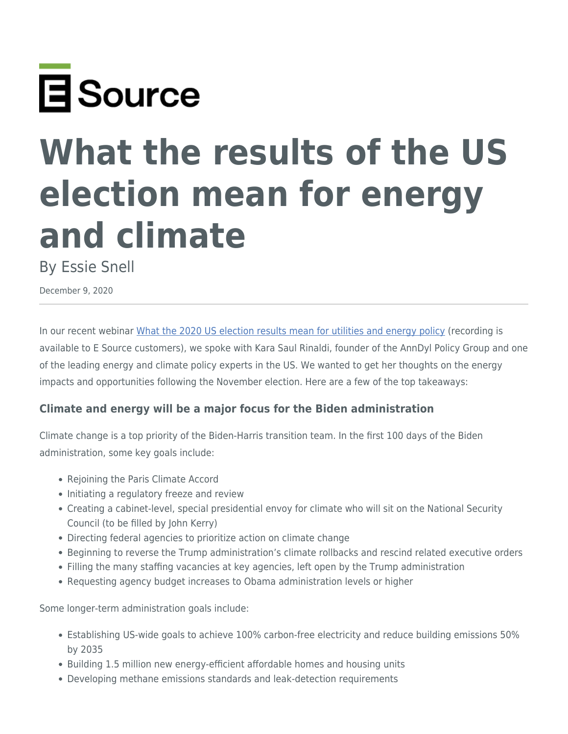E Source

# What the results of the US election mean for energy and climate

By Essie Snell

December 9, 2020

---

In our recent webinar [What the 2020 US election results mean for utilities and energy policy](#) (recording is available to E Source customers), we spoke with Kara Saul Rinaldi, founder of the AnnDyl Policy Group and one of the leading energy and climate policy experts in the US. We wanted to get her thoughts on the energy impacts and opportunities following the November election. Here are a few of the top takeaways:

### Climate and energy will be a major focus for the Biden administration

Climate change is a top priority of the Biden-Harris transition team. In the first 100 days of the Biden administration, some key goals include:

- Rejoining the Paris Climate Accord
- Initiating a regulatory freeze and review
- Creating a cabinet-level, special presidential envoy for climate who will sit on the National Security Council (to be filled by John Kerry)
- Directing federal agencies to prioritize action on climate change
- Beginning to reverse the Trump administration's climate rollbacks and rescind related executive orders
- Filling the many staffing vacancies at key agencies, left open by the Trump administration
- Requesting agency budget increases to Obama administration levels or higher

Some longer-term administration goals include:

- Establishing US-wide goals to achieve 100% carbon-free electricity and reduce building emissions 50% by 2035
- Building 1.5 million new energy-efficient affordable homes and housing units
- Developing methane emissions standards and leak-detection requirements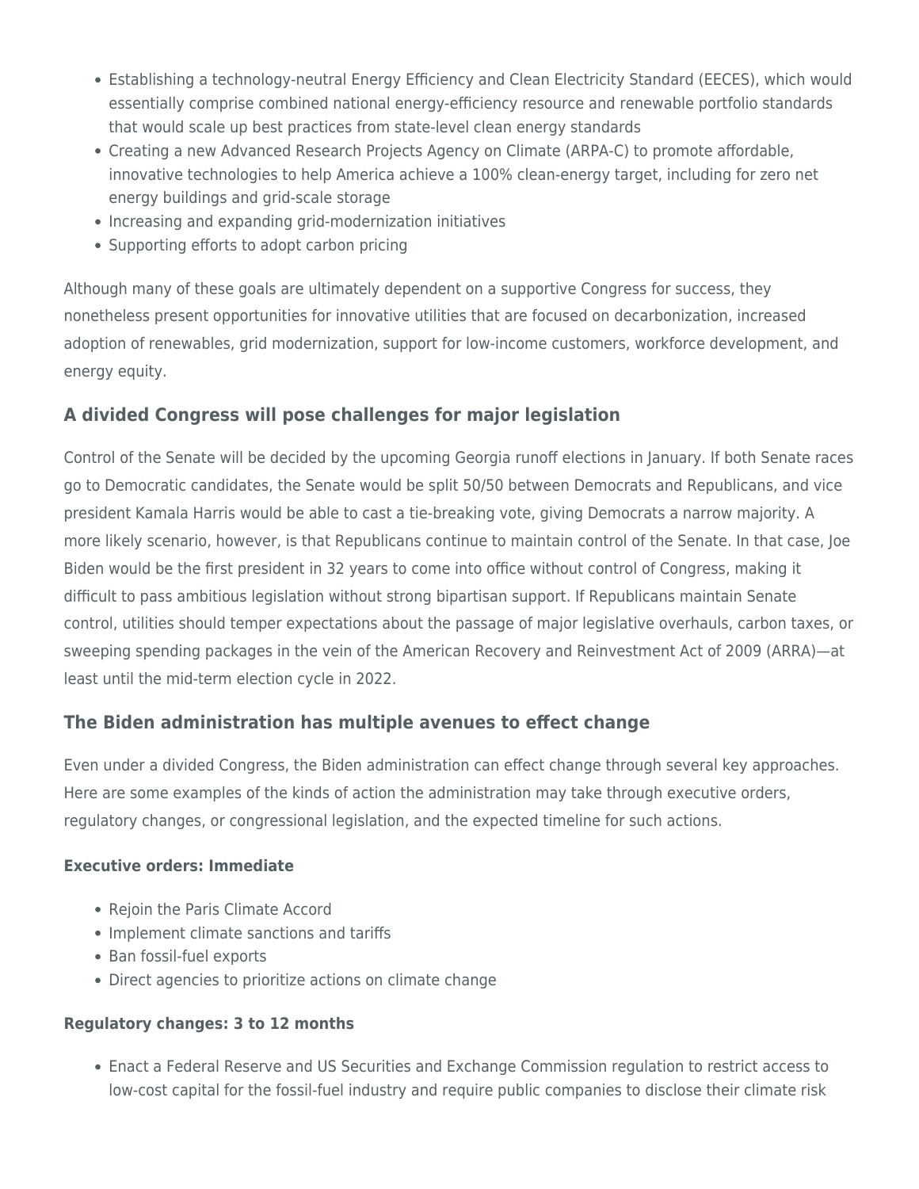- Establishing a technology-neutral Energy Efficiency and Clean Electricity Standard (EECES), which would essentially comprise combined national energy-efficiency resource and renewable portfolio standards that would scale up best practices from state-level clean energy standards
- Creating a new Advanced Research Projects Agency on Climate (ARPA-C) to promote affordable, innovative technologies to help America achieve a 100% clean-energy target, including for zero net energy buildings and grid-scale storage
- Increasing and expanding grid-modernization initiatives
- Supporting efforts to adopt carbon pricing

Although many of these goals are ultimately dependent on a supportive Congress for success, they nonetheless present opportunities for innovative utilities that are focused on decarbonization, increased adoption of renewables, grid modernization, support for low-income customers, workforce development, and energy equity.

### A divided Congress will pose challenges for major legislation

Control of the Senate will be decided by the upcoming Georgia runoff elections in January. If both Senate races go to Democratic candidates, the Senate would be split 50/50 between Democrats and Republicans, and vice president Kamala Harris would be able to cast a tie-breaking vote, giving Democrats a narrow majority. A more likely scenario, however, is that Republicans continue to maintain control of the Senate. In that case, Joe Biden would be the first president in 32 years to come into office without control of Congress, making it difficult to pass ambitious legislation without strong bipartisan support. If Republicans maintain Senate control, utilities should temper expectations about the passage of major legislative overhauls, carbon taxes, or sweeping spending packages in the vein of the American Recovery and Reinvestment Act of 2009 (ARRA)—at least until the mid-term election cycle in 2022.

### The Biden administration has multiple avenues to effect change

Even under a divided Congress, the Biden administration can effect change through several key approaches. Here are some examples of the kinds of action the administration may take through executive orders, regulatory changes, or congressional legislation, and the expected timeline for such actions.

**Executive orders: Immediate**

- Rejoin the Paris Climate Accord
- Implement climate sanctions and tariffs
- Ban fossil-fuel exports
- Direct agencies to prioritize actions on climate change

**Regulatory changes: 3 to 12 months**

- Enact a Federal Reserve and US Securities and Exchange Commission regulation to restrict access to low-cost capital for the fossil-fuel industry and require public companies to disclose their climate risk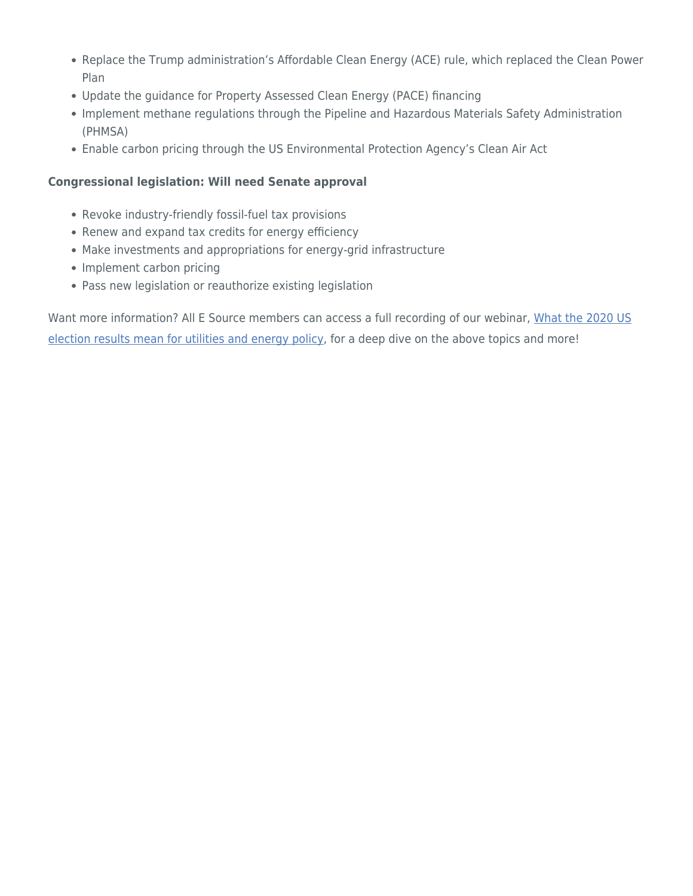- Replace the Trump administration's Affordable Clean Energy (ACE) rule, which replaced the Clean Power Plan
- Update the guidance for Property Assessed Clean Energy (PACE) financing
- Implement methane regulations through the Pipeline and Hazardous Materials Safety Administration (PHMSA)
- Enable carbon pricing through the US Environmental Protection Agency's Clean Air Act

**Congressional legislation: Will need Senate approval**

- Revoke industry-friendly fossil-fuel tax provisions
- Renew and expand tax credits for energy efficiency
- Make investments and appropriations for energy-grid infrastructure
- Implement carbon pricing
- Pass new legislation or reauthorize existing legislation

Want more information? All E Source members can access a full recording of our webinar, What the 2020 US election results mean for utilities and energy policy, for a deep dive on the above topics and more!